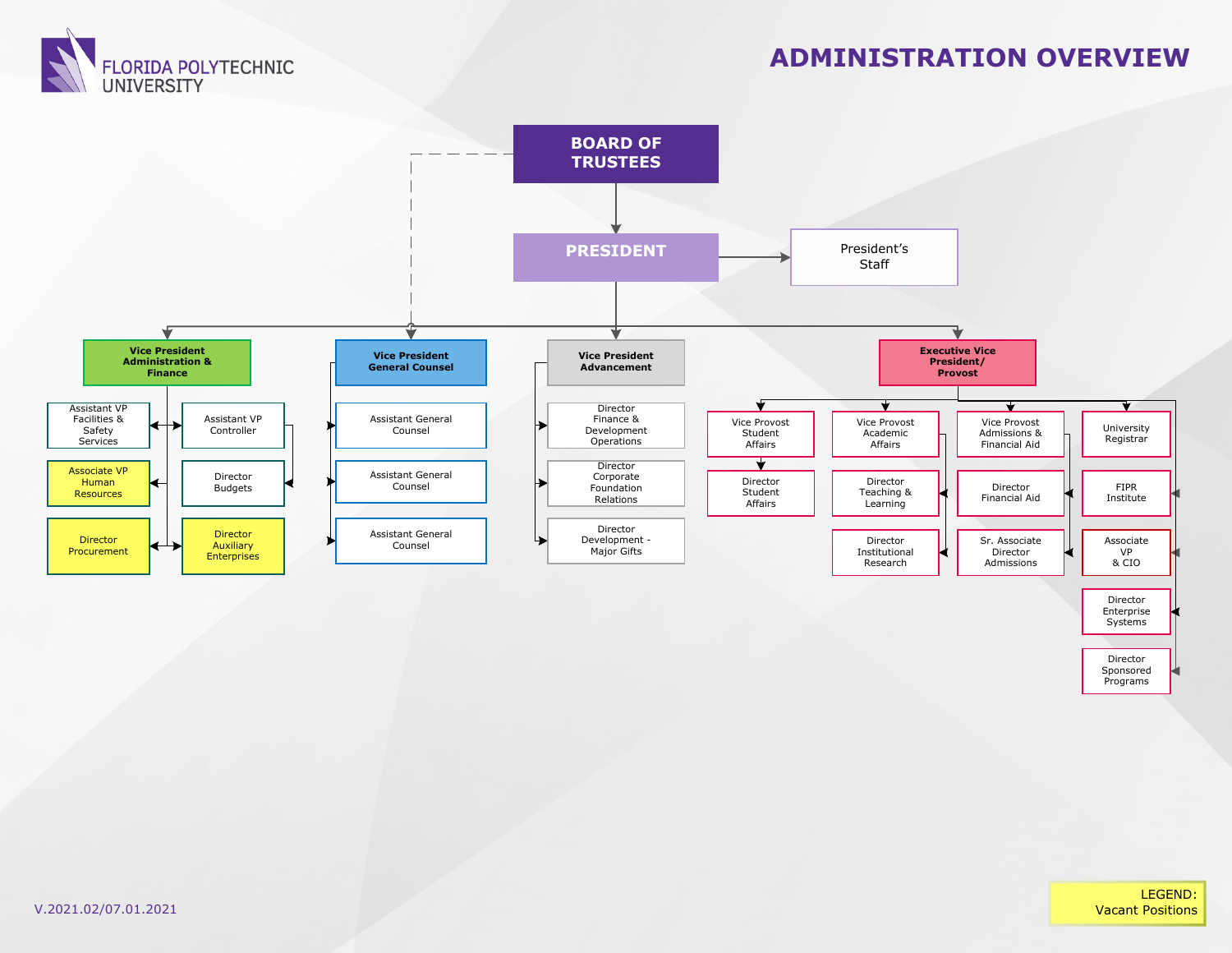FLORIDA POLYTECHNIC UNIVERSITY

# ADMINISTRATION OVERVIEW

- **BOARD OF TRUSTEES**
  - **PRESIDENT**
    - President's Staff
    - **Vice President Administration & Finance**
      - Assistant VP Facilities & Safety Services
      - Assistant VP Controller
        - Director Budgets
      - Associate VP Human Resources
      - Director Procurement
      - Director Auxiliary Enterprises
    - **Vice President General Counsel**
      - Assistant General Counsel
      - Assistant General Counsel
      - Assistant General Counsel
    - **Vice President Advancement**
      - Director Finance & Development Operations
      - Director Corporate Foundation Relations
      - Director Development - Major Gifts
    - **Executive Vice President/ Provost**
      - Vice Provost Student Affairs
        - Director Student Affairs
      - Vice Provost Academic Affairs
        - Director Teaching & Learning
        - Director Institutional Research
      - Vice Provost Admissions & Financial Aid
        - Director Financial Aid
        - Sr. Associate Director Admissions
      - University Registrar
      - FIPR Institute
      - Associate VP & CIO
      - Director Enterprise Systems
      - Director Sponsored Programs

LEGEND: Vacant Positions (Associate VP Human Resources, Director Procurement, Director Auxiliary Enterprises)

V.2021.02/07.01.2021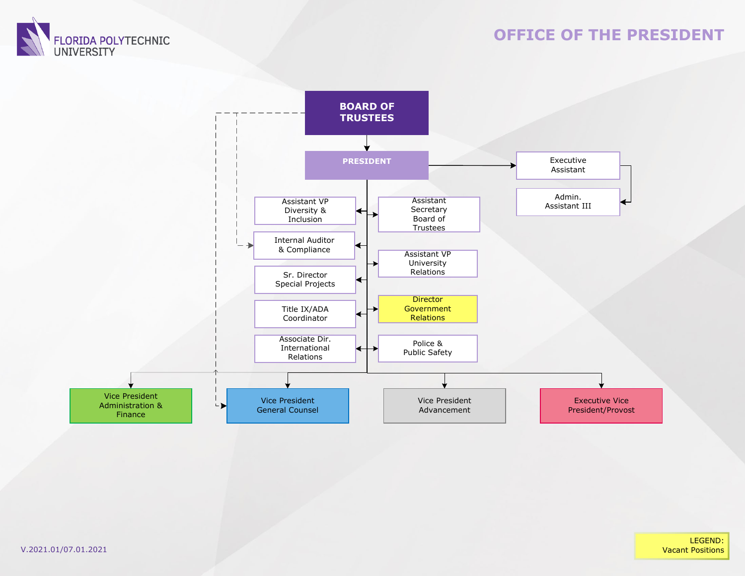# OFFICE OF THE PRESIDENT

FLORIDA POLYTECHNIC UNIVERSITY

**BOARD OF TRUSTEES**

**PRESIDENT**

- Executive Assistant
  - Admin. Assistant III
- Assistant VP Diversity & Inclusion
- Assistant Secretary Board of Trustees
- Internal Auditor & Compliance
- Assistant VP University Relations
- Sr. Director Special Projects
- Director Government Relations
- Title IX/ADA Coordinator
- Police & Public Safety
- Associate Dir. International Relations
- Vice President Administration & Finance
- Vice President General Counsel
- Vice President Advancement
- Executive Vice President/Provost

LEGEND: Vacant Positions (Director Government Relations)

V.2021.01/07.01.2021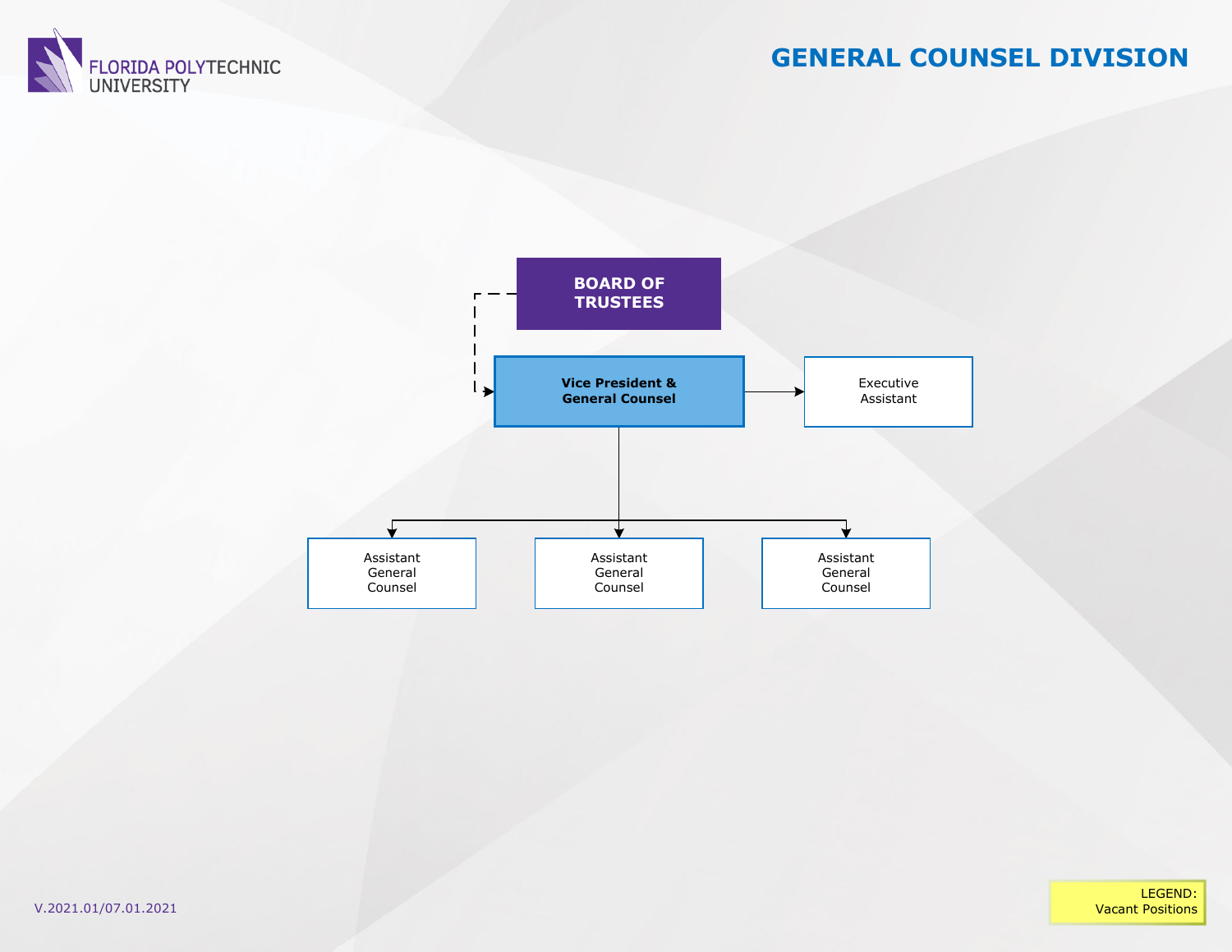# GENERAL COUNSEL DIVISION

- **BOARD OF TRUSTEES** (dashed line to Vice President & General Counsel)
  - **Vice President & General Counsel**
    - Executive Assistant
    - Assistant General Counsel
    - Assistant General Counsel
    - Assistant General Counsel

LEGEND: Vacant Positions

V.2021.01/07.01.2021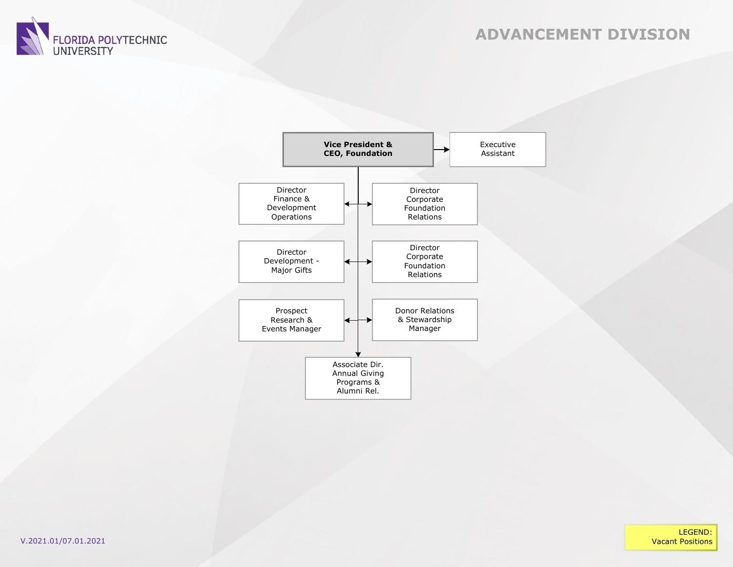# ADVANCEMENT DIVISION

**Vice President & CEO, Foundation**

- Executive Assistant
- Director Finance & Development Operations
- Director Corporate Foundation Relations
- Director Development - Major Gifts
- Director Corporate Foundation Relations
- Prospect Research & Events Manager
- Donor Relations & Stewardship Manager
- Associate Dir. Annual Giving Programs & Alumni Rel.

V.2021.01/07.01.2021

LEGEND: Vacant Positions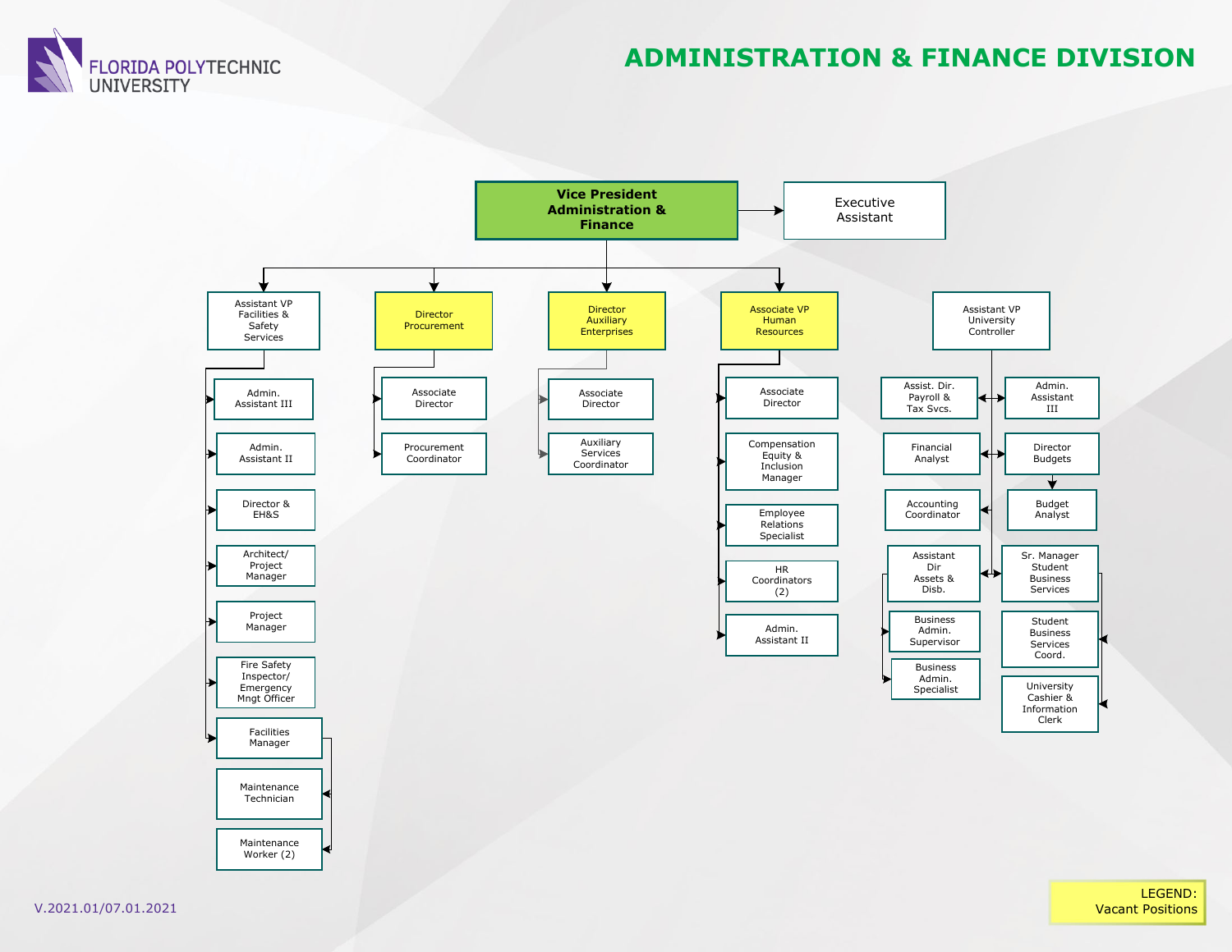FLORIDA POLYTECHNIC UNIVERSITY

# ADMINISTRATION & FINANCE DIVISION

**Vice President Administration & Finance**

- Executive Assistant

## Assistant VP Facilities & Safety Services

- Admin. Assistant III
- Admin. Assistant II
- Director & EH&S
- Architect/ Project Manager
- Project Manager
- Fire Safety Inspector/ Emergency Mngt Officer
- Facilities Manager
  - Maintenance Technician
  - Maintenance Worker (2)

## Director Procurement

- Associate Director
- Procurement Coordinator

## Director Auxiliary Enterprises

- Associate Director
- Auxiliary Services Coordinator

## Associate VP Human Resources

- Associate Director
- Compensation Equity & Inclusion Manager
- Employee Relations Specialist
- HR Coordinators (2)
- Admin. Assistant II

## Assistant VP University Controller

- Assist. Dir. Payroll & Tax Svcs.
- Admin. Assistant III
- Financial Analyst
- Director Budgets
  - Budget Analyst
- Accounting Coordinator
- Assistant Dir Assets & Disb.
  - Business Admin. Supervisor
  - Business Admin. Specialist
- Sr. Manager Student Business Services
  - Student Business Services Coord.
  - University Cashier & Information Clerk

LEGEND: Vacant Positions (Director Procurement; Director Auxiliary Enterprises; Associate VP Human Resources)

V.2021.01/07.01.2021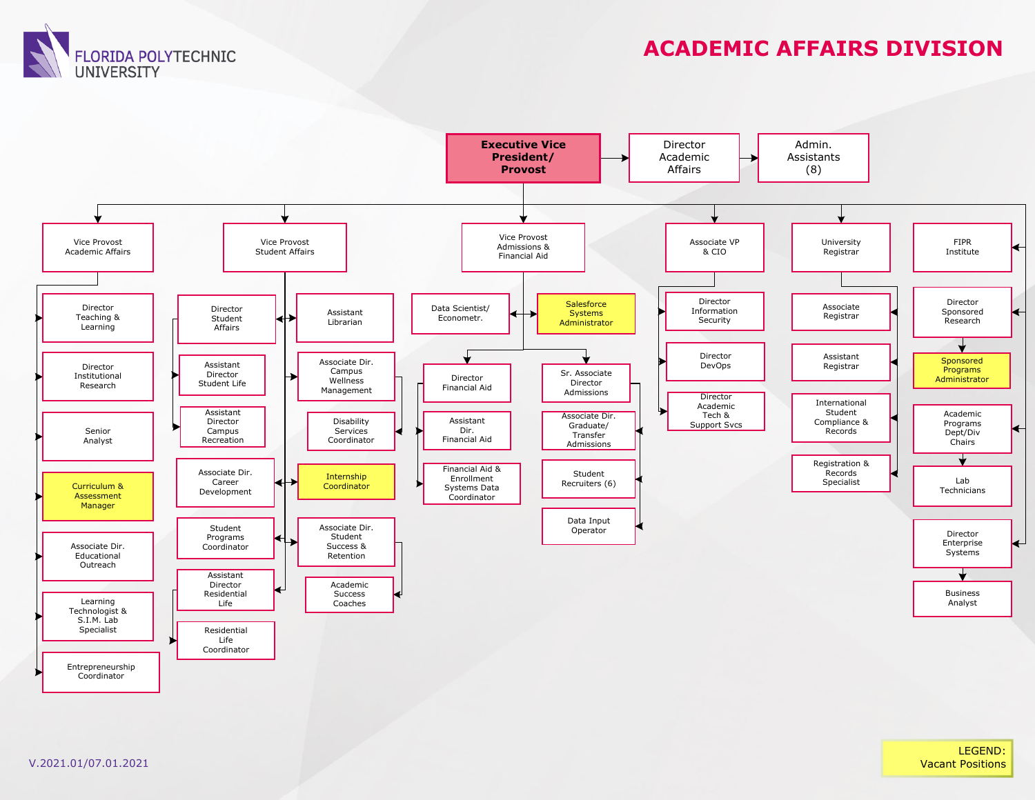FLORIDA POLYTECHNIC UNIVERSITY

# ACADEMIC AFFAIRS DIVISION

**Executive Vice President/ Provost**
- Director Academic Affairs
  - Admin. Assistants (8)

## Vice Provost Academic Affairs
- Director Teaching & Learning
- Director Institutional Research
- Senior Analyst
- Curriculum & Assessment Manager
- Associate Dir. Educational Outreach
- Learning Technologist & S.I.M. Lab Specialist
- Entrepreneurship Coordinator

## Vice Provost Student Affairs
- Director Student Affairs
  - Assistant Director Student Life
  - Assistant Director Campus Recreation
- Associate Dir. Career Development
  - Internship Coordinator
- Student Programs Coordinator
- Assistant Director Residential Life
  - Residential Life Coordinator
- Assistant Librarian
- Associate Dir. Campus Wellness Management
  - Disability Services Coordinator
- Associate Dir. Student Success & Retention
  - Academic Success Coaches

## Vice Provost Admissions & Financial Aid
- Data Scientist/ Econometr.
- Salesforce Systems Administrator
- Director Financial Aid
  - Assistant Dir. Financial Aid
  - Financial Aid & Enrollment Systems Data Coordinator
- Sr. Associate Director Admissions
  - Associate Dir. Graduate/ Transfer Admissions
  - Student Recruiters (6)
  - Data Input Operator

## Associate VP & CIO
- Director Information Security
- Director DevOps
- Director Academic Tech & Support Svcs

## University Registrar
- Associate Registrar
- Assistant Registrar
- International Student Compliance & Records
- Registration & Records Specialist

## FIPR Institute
- Director Sponsored Research
  - Sponsored Programs Administrator
- Academic Programs Dept/Div Chairs
  - Lab Technicians
- Director Enterprise Systems
  - Business Analyst

LEGEND: Vacant Positions (Curriculum & Assessment Manager; Internship Coordinator; Salesforce Systems Administrator; Sponsored Programs Administrator)

V.2021.01/07.01.2021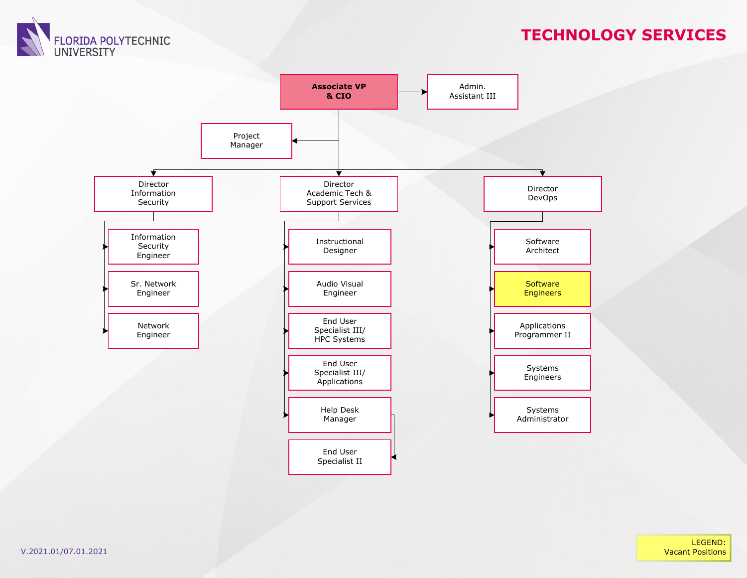FLORIDA POLYTECHNIC UNIVERSITY

# TECHNOLOGY SERVICES

**Associate VP & CIO**

- Admin. Assistant III
- Project Manager
- Director Information Security
  - Information Security Engineer
  - Sr. Network Engineer
  - Network Engineer
- Director Academic Tech & Support Services
  - Instructional Designer
  - Audio Visual Engineer
  - End User Specialist III/ HPC Systems
  - End User Specialist III/ Applications
  - Help Desk Manager
    - End User Specialist II
- Director DevOps
  - Software Architect
  - Software Engineers
  - Applications Programmer II
  - Systems Engineers
  - Systems Administrator

V.2021.01/07.01.2021

LEGEND: Vacant Positions